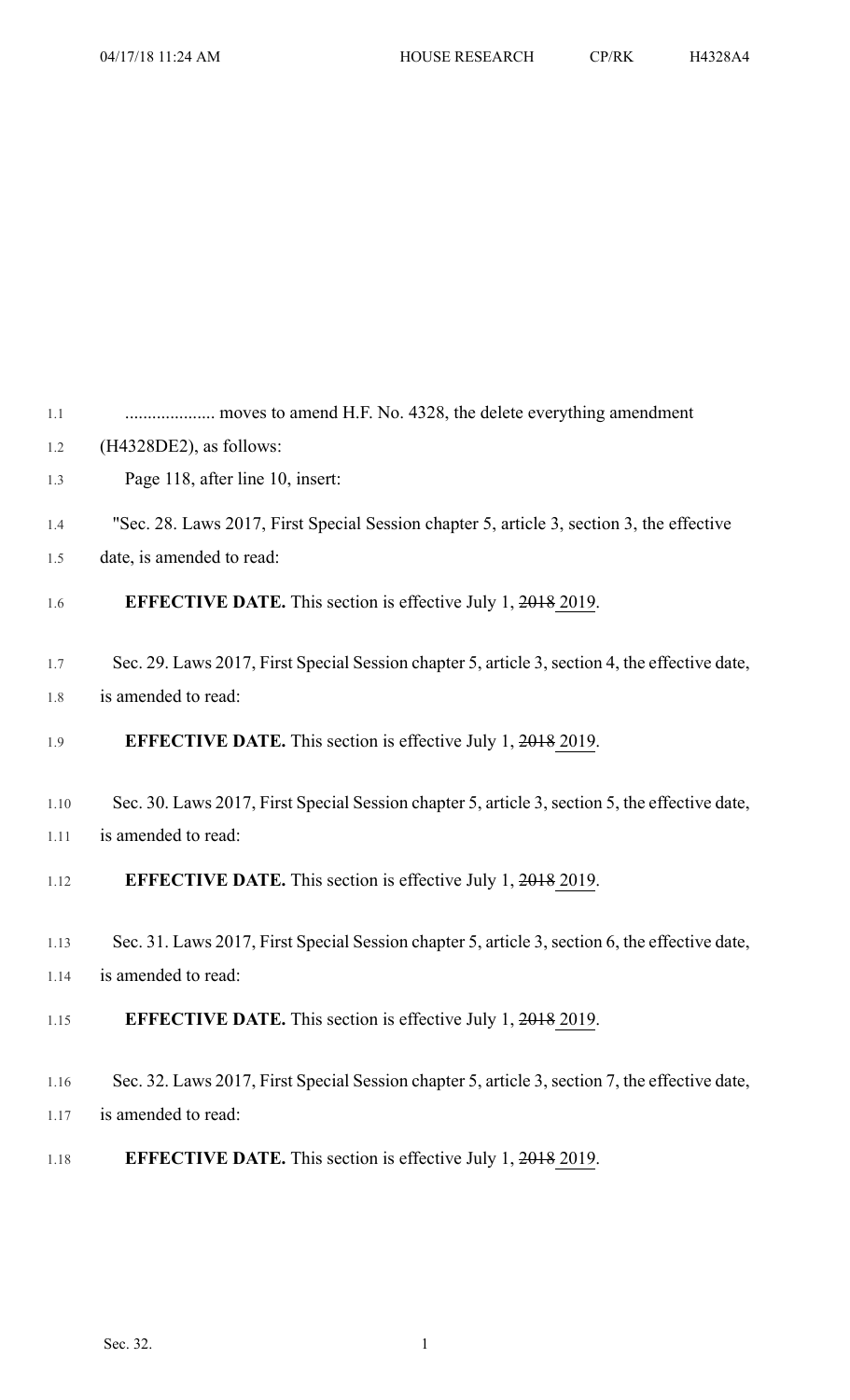.................... moves to amend H.F. No. 4328, the delete everything amendment (H4328DE2), as follows:

Page 118, after line 10, insert:

"Sec. 28. Laws 2017, First Special Session chapter 5, article 3, section 3, the effective date, is amended to read:

**EFFECTIVE DATE.** This section is effective July 1, ~~2018~~ <u>2019</u>.

Sec. 29. Laws 2017, First Special Session chapter 5, article 3, section 4, the effective date, is amended to read:

**EFFECTIVE DATE.** This section is effective July 1, ~~2018~~ <u>2019</u>.

Sec. 30. Laws 2017, First Special Session chapter 5, article 3, section 5, the effective date, is amended to read:

**EFFECTIVE DATE.** This section is effective July 1, ~~2018~~ <u>2019</u>.

Sec. 31. Laws 2017, First Special Session chapter 5, article 3, section 6, the effective date, is amended to read:

**EFFECTIVE DATE.** This section is effective July 1, ~~2018~~ <u>2019</u>.

Sec. 32. Laws 2017, First Special Session chapter 5, article 3, section 7, the effective date, is amended to read:

**EFFECTIVE DATE.** This section is effective July 1, ~~2018~~ <u>2019</u>.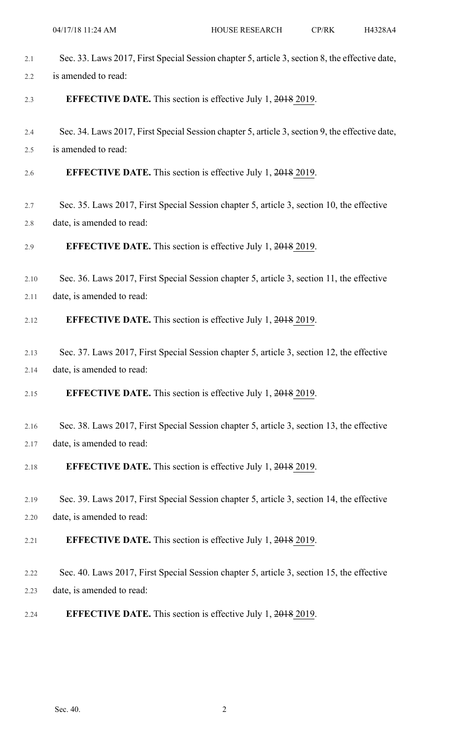Sec. 33. Laws 2017, First Special Session chapter 5, article 3, section 8, the effective date, is amended to read:

**EFFECTIVE DATE.** This section is effective July 1, ~~2018~~ <u>2019</u>.

Sec. 34. Laws 2017, First Special Session chapter 5, article 3, section 9, the effective date, is amended to read:

**EFFECTIVE DATE.** This section is effective July 1, ~~2018~~ <u>2019</u>.

Sec. 35. Laws 2017, First Special Session chapter 5, article 3, section 10, the effective date, is amended to read:

**EFFECTIVE DATE.** This section is effective July 1, ~~2018~~ <u>2019</u>.

Sec. 36. Laws 2017, First Special Session chapter 5, article 3, section 11, the effective date, is amended to read:

**EFFECTIVE DATE.** This section is effective July 1, ~~2018~~ <u>2019</u>.

Sec. 37. Laws 2017, First Special Session chapter 5, article 3, section 12, the effective date, is amended to read:

**EFFECTIVE DATE.** This section is effective July 1, ~~2018~~ <u>2019</u>.

Sec. 38. Laws 2017, First Special Session chapter 5, article 3, section 13, the effective date, is amended to read:

**EFFECTIVE DATE.** This section is effective July 1, ~~2018~~ <u>2019</u>.

Sec. 39. Laws 2017, First Special Session chapter 5, article 3, section 14, the effective date, is amended to read:

**EFFECTIVE DATE.** This section is effective July 1, ~~2018~~ <u>2019</u>.

Sec. 40. Laws 2017, First Special Session chapter 5, article 3, section 15, the effective date, is amended to read:

**EFFECTIVE DATE.** This section is effective July 1, ~~2018~~ <u>2019</u>.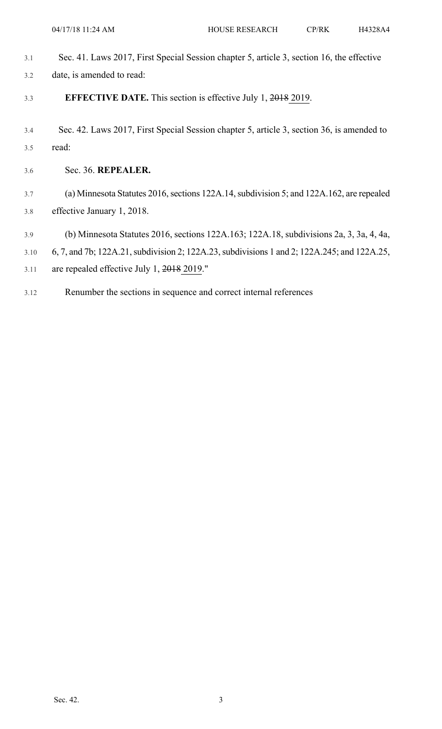Sec. 41. Laws 2017, First Special Session chapter 5, article 3, section 16, the effective date, is amended to read:

**EFFECTIVE DATE.** This section is effective July 1, ~~2018~~ 2019.

Sec. 42. Laws 2017, First Special Session chapter 5, article 3, section 36, is amended to read:

Sec. 36. **REPEALER.**

(a) Minnesota Statutes 2016, sections 122A.14, subdivision 5; and 122A.162, are repealed effective January 1, 2018.

(b) Minnesota Statutes 2016, sections 122A.163; 122A.18, subdivisions 2a, 3, 3a, 4, 4a, 6, 7, and 7b; 122A.21, subdivision 2; 122A.23, subdivisions 1 and 2; 122A.245; and 122A.25, are repealed effective July 1, ~~2018~~ 2019."

Renumber the sections in sequence and correct internal references